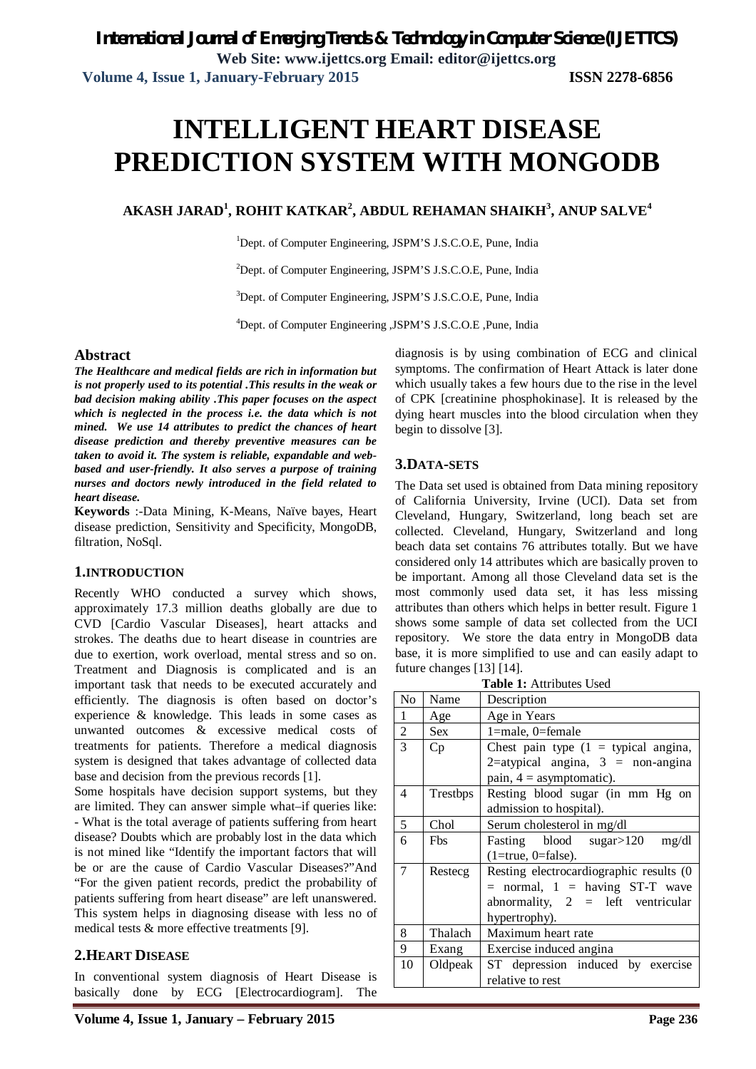# INTELLIGENT HEART DISEASE PREDICTION SYSTEM WITH MONGODB

**AKASH JARAD[1], ROHIT KATKAR[2], ABDUL REHAMAN SHAIKH[3], ANUP SALVE[4]**

[1]Dept. of Computer Engineering, JSPM'S J.S.C.O.E, Pune, India

[2]Dept. of Computer Engineering, JSPM'S J.S.C.O.E, Pune, India

[3]Dept. of Computer Engineering, JSPM'S J.S.C.O.E, Pune, India

[4]Dept. of Computer Engineering ,JSPM'S J.S.C.O.E ,Pune, India

## Abstract

***The Healthcare and medical fields are rich in information but is not properly used to its potential .This results in the weak or bad decision making ability .This paper focuses on the aspect which is neglected in the process i.e. the data which is not mined. We use 14 attributes to predict the chances of heart disease prediction and thereby preventive measures can be taken to avoid it. The system is reliable, expandable and web-based and user-friendly. It also serves a purpose of training nurses and doctors newly introduced in the field related to heart disease.***

**Keywords** :-Data Mining, K-Means, Naïve bayes, Heart disease prediction, Sensitivity and Specificity, MongoDB, filtration, NoSql.

## 1.INTRODUCTION

Recently WHO conducted a survey which shows, approximately 17.3 million deaths globally are due to CVD [Cardio Vascular Diseases], heart attacks and strokes. The deaths due to heart disease in countries are due to exertion, work overload, mental stress and so on. Treatment and Diagnosis is complicated and is an important task that needs to be executed accurately and efficiently. The diagnosis is often based on doctor's experience & knowledge. This leads in some cases as unwanted outcomes & excessive medical costs of treatments for patients. Therefore a medical diagnosis system is designed that takes advantage of collected data base and decision from the previous records [1].

Some hospitals have decision support systems, but they are limited. They can answer simple what–if queries like: - What is the total average of patients suffering from heart disease? Doubts which are probably lost in the data which is not mined like "Identify the important factors that will be or are the cause of Cardio Vascular Diseases?"And "For the given patient records, predict the probability of patients suffering from heart disease" are left unanswered. This system helps in diagnosing disease with less no of medical tests & more effective treatments [9].

## 2.HEART DISEASE

In conventional system diagnosis of Heart Disease is basically done by ECG [Electrocardiogram]. The diagnosis is by using combination of ECG and clinical symptoms. The confirmation of Heart Attack is later done which usually takes a few hours due to the rise in the level of CPK [creatinine phosphokinase]. It is released by the dying heart muscles into the blood circulation when they begin to dissolve [3].

## 3.DATA-SETS

The Data set used is obtained from Data mining repository of California University, Irvine (UCI). Data set from Cleveland, Hungary, Switzerland, long beach set are collected. Cleveland, Hungary, Switzerland and long beach data set contains 76 attributes totally. But we have considered only 14 attributes which are basically proven to be important. Among all those Cleveland data set is the most commonly used data set, it has less missing attributes than others which helps in better result. Figure 1 shows some sample of data set collected from the UCI repository. We store the data entry in MongoDB data base, it is more simplified to use and can easily adapt to future changes [13] [14].

**Table 1:** Attributes Used

| No | Name | Description |
|---|---|---|
| 1 | Age | Age in Years |
| 2 | Sex | 1=male, 0=female |
| 3 | Cp | Chest pain type (1 = typical angina, 2=atypical angina, 3 = non-angina pain, 4 = asymptomatic). |
| 4 | Trestbps | Resting blood sugar (in mm Hg on admission to hospital). |
| 5 | Chol | Serum cholesterol in mg/dl |
| 6 | Fbs | Fasting blood sugar>120 mg/dl (1=true, 0=false). |
| 7 | Restecg | Resting electrocardiographic results (0 = normal, 1 = having ST-T wave abnormality, 2 = left ventricular hypertrophy). |
| 8 | Thalach | Maximum heart rate |
| 9 | Exang | Exercise induced angina |
| 10 | Oldpeak | ST depression induced by exercise relative to rest |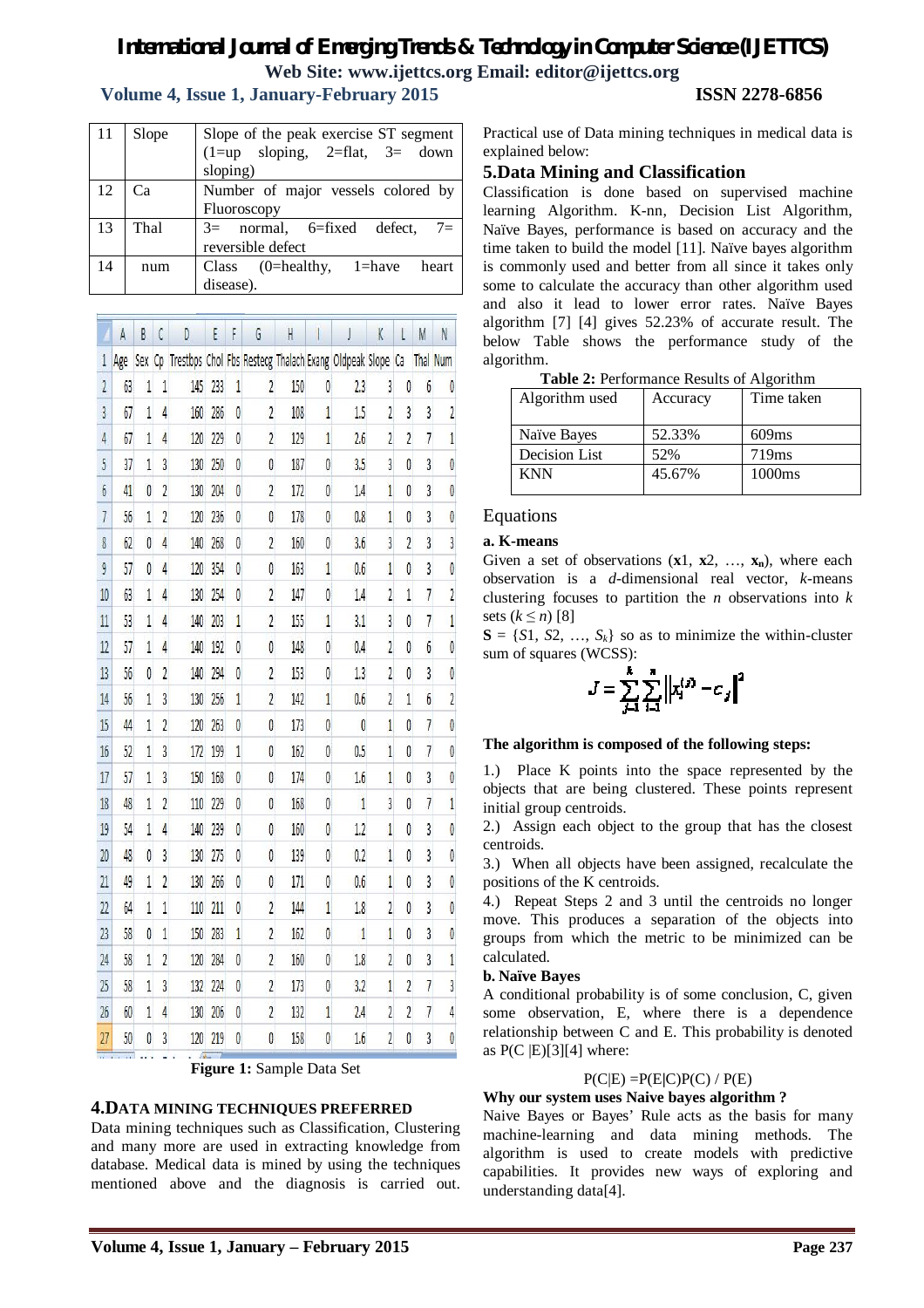| 11 | Slope | Slope of the peak exercise ST segment (1=up sloping, 2=flat, 3= down sloping) |
|---|---|---|
| 12 | Ca | Number of major vessels colored by Fluoroscopy |
| 13 | Thal | 3= normal, 6=fixed defect, 7= reversible defect |
| 14 | num | Class (0=healthy, 1=have heart disease). |

| | A | B | C | D | E | F | G | H | I | J | K | L | M | N |
|---|---|---|---|---|---|---|---|---|---|---|---|---|---|---|
| 1 | Age | Sex | Cp | Trestbps | Chol | Fbs | Restecg | Thalach | Exang | Oldpeak | Slope | Ca | Thal | Num |
| 2 | 63 | 1 | 1 | 145 | 233 | 1 | 2 | 150 | 0 | 2.3 | 3 | 0 | 6 | 0 |
| 3 | 67 | 1 | 4 | 160 | 286 | 0 | 2 | 108 | 1 | 1.5 | 2 | 3 | 3 | 2 |
| 4 | 67 | 1 | 4 | 120 | 229 | 0 | 2 | 129 | 1 | 2.6 | 2 | 2 | 7 | 1 |
| 5 | 37 | 1 | 3 | 130 | 250 | 0 | 0 | 187 | 0 | 3.5 | 3 | 0 | 3 | 0 |
| 6 | 41 | 0 | 2 | 130 | 204 | 0 | 2 | 172 | 0 | 1.4 | 1 | 0 | 3 | 0 |
| 7 | 56 | 1 | 2 | 120 | 236 | 0 | 0 | 178 | 0 | 0.8 | 1 | 0 | 3 | 0 |
| 8 | 62 | 0 | 4 | 140 | 268 | 0 | 2 | 160 | 0 | 3.6 | 3 | 2 | 3 | 3 |
| 9 | 57 | 0 | 4 | 120 | 354 | 0 | 0 | 163 | 1 | 0.6 | 1 | 0 | 3 | 0 |
| 10 | 63 | 1 | 4 | 130 | 254 | 0 | 2 | 147 | 0 | 1.4 | 2 | 1 | 7 | 2 |
| 11 | 53 | 1 | 4 | 140 | 203 | 1 | 2 | 155 | 1 | 3.1 | 3 | 0 | 7 | 1 |
| 12 | 57 | 1 | 4 | 140 | 192 | 0 | 0 | 148 | 0 | 0.4 | 2 | 0 | 6 | 0 |
| 13 | 56 | 0 | 2 | 140 | 294 | 0 | 2 | 153 | 0 | 1.3 | 2 | 0 | 3 | 0 |
| 14 | 56 | 1 | 3 | 130 | 256 | 1 | 2 | 142 | 1 | 0.6 | 2 | 1 | 6 | 2 |
| 15 | 44 | 1 | 2 | 120 | 263 | 0 | 0 | 173 | 0 | 0 | 1 | 0 | 7 | 0 |
| 16 | 52 | 1 | 3 | 172 | 199 | 1 | 0 | 162 | 0 | 0.5 | 1 | 0 | 7 | 0 |
| 17 | 57 | 1 | 3 | 150 | 168 | 0 | 0 | 174 | 0 | 1.6 | 1 | 0 | 3 | 0 |
| 18 | 48 | 1 | 2 | 110 | 229 | 0 | 0 | 168 | 0 | 1 | 3 | 0 | 7 | 1 |
| 19 | 54 | 1 | 4 | 140 | 239 | 0 | 0 | 160 | 0 | 1.2 | 1 | 0 | 3 | 0 |
| 20 | 48 | 0 | 3 | 130 | 275 | 0 | 0 | 139 | 0 | 0.2 | 1 | 0 | 3 | 0 |
| 21 | 49 | 1 | 2 | 130 | 266 | 0 | 0 | 171 | 0 | 0.6 | 1 | 0 | 3 | 0 |
| 22 | 64 | 1 | 1 | 110 | 211 | 0 | 2 | 144 | 1 | 1.8 | 2 | 0 | 3 | 0 |
| 23 | 58 | 0 | 1 | 150 | 283 | 1 | 2 | 162 | 0 | 1 | 1 | 0 | 3 | 0 |
| 24 | 58 | 1 | 2 | 120 | 284 | 0 | 2 | 160 | 0 | 1.8 | 2 | 0 | 3 | 1 |
| 25 | 58 | 1 | 3 | 132 | 224 | 0 | 2 | 173 | 0 | 3.2 | 1 | 2 | 7 | 3 |
| 26 | 60 | 1 | 4 | 130 | 206 | 0 | 2 | 132 | 1 | 2.4 | 2 | 2 | 7 | 4 |
| 27 | 50 | 0 | 3 | 120 | 219 | 0 | 0 | 158 | 0 | 1.6 | 2 | 0 | 3 | 0 |

**Figure 1:** Sample Data Set

## 4.DATA MINING TECHNIQUES PREFERRED

Data mining techniques such as Classification, Clustering and many more are used in extracting knowledge from database. Medical data is mined by using the techniques mentioned above and the diagnosis is carried out. Practical use of Data mining techniques in medical data is explained below:

## 5.Data Mining and Classification

Classification is done based on supervised machine learning Algorithm. K-nn, Decision List Algorithm, Naïve Bayes, performance is based on accuracy and the time taken to build the model [11]. Naïve bayes algorithm is commonly used and better from all since it takes only some to calculate the accuracy than other algorithm used and also it lead to lower error rates. Naïve Bayes algorithm [7] [4] gives 52.23% of accurate result. The below Table shows the performance study of the algorithm.

**Table 2:** Performance Results of Algorithm

| Algorithm used | Accuracy | Time taken |
|---|---|---|
| Naïve Bayes | 52.33% | 609ms |
| Decision List | 52% | 719ms |
| KNN | 45.67% | 1000ms |

## Equations

**a. K-means**

Given a set of observations ($\mathbf{x}1$, $\mathbf{x}2$, …, $\mathbf{x}_n$), where each observation is a *d*-dimensional real vector, *k*-means clustering focuses to partition the *n* observations into *k* sets ($k \leq n$) [8]

$\mathbf{S} = \{S1, S2, \ldots, S_k\}$ so as to minimize the within-cluster sum of squares (WCSS):

$$J = \sum_{j=1}^{k} \sum_{i=1}^{n} \left\| x_i^{(j)} - c_j \right\|^2$$

**The algorithm is composed of the following steps:**

1.) Place K points into the space represented by the objects that are being clustered. These points represent initial group centroids.

2.) Assign each object to the group that has the closest centroids.

3.) When all objects have been assigned, recalculate the positions of the K centroids.

4.) Repeat Steps 2 and 3 until the centroids no longer move. This produces a separation of the objects into groups from which the metric to be minimized can be calculated.

**b. Naïve Bayes**

A conditional probability is of some conclusion, C, given some observation, E, where there is a dependence relationship between C and E. This probability is denoted as P(C |E)[3][4] where:

$$P(C|E) = P(E|C)P(C) / P(E)$$

**Why our system uses Naive bayes algorithm ?**

Naive Bayes or Bayes' Rule acts as the basis for many machine-learning and data mining methods. The algorithm is used to create models with predictive capabilities. It provides new ways of exploring and understanding data[4].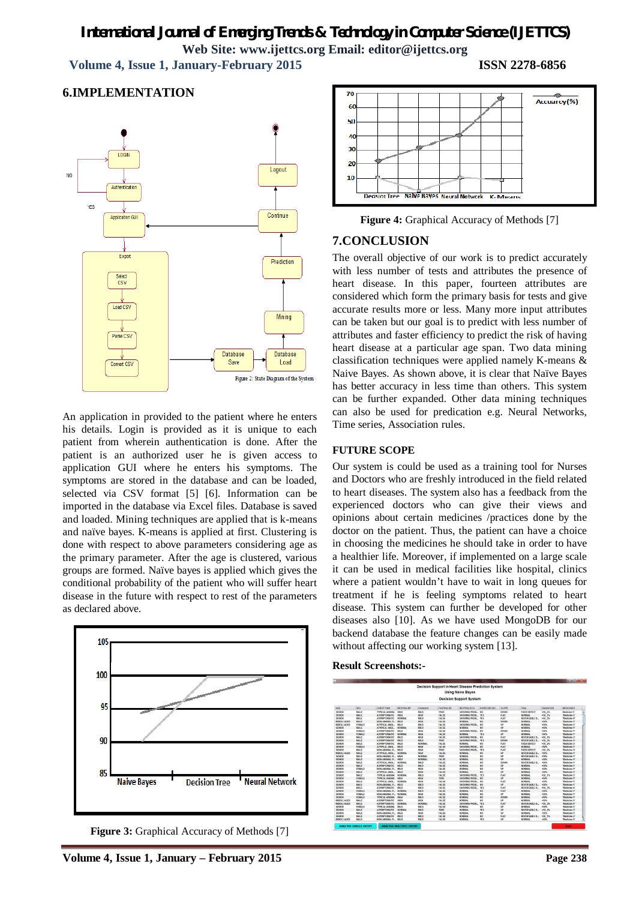## 6.IMPLEMENTATION

Figure 2: State Diagram of the System

An application in provided to the patient where he enters his details. Login is provided as it is unique to each patient from wherein authentication is done. After the patient is an authorized user he is given access to application GUI where he enters his symptoms. The symptoms are stored in the database and can be loaded, selected via CSV format [5] [6]. Information can be imported in the database via Excel files. Database is saved and loaded. Mining techniques are applied that is k-means and naïve bayes. K-means is applied at first. Clustering is done with respect to above parameters considering age as the primary parameter. After the age is clustered, various groups are formed. Naïve bayes is applied which gives the conditional probability of the patient who will suffer heart disease in the future with respect to rest of the parameters as declared above.

**Figure 3:** Graphical Accuracy of Methods [7]

**Figure 4:** Graphical Accuracy of Methods [7]

## 7.CONCLUSION

The overall objective of our work is to predict accurately with less number of tests and attributes the presence of heart disease. In this paper, fourteen attributes are considered which form the primary basis for tests and give accurate results more or less. Many more input attributes can be taken but our goal is to predict with less number of attributes and faster efficiency to predict the risk of having heart disease at a particular age span. Two data mining classification techniques were applied namely K-means & Naive Bayes. As shown above, it is clear that Naïve Bayes has better accuracy in less time than others. This system can be further expanded. Other data mining techniques can also be used for predication e.g. Neural Networks, Time series, Association rules.

## FUTURE SCOPE

Our system is could be used as a training tool for Nurses and Doctors who are freshly introduced in the field related to heart diseases. The system also has a feedback from the experienced doctors who can give their views and opinions about certain medicines /practices done by the doctor on the patient. Thus, the patient can have a choice in choosing the medicines he should take in order to have a healthier life. Moreover, if implemented on a large scale it can be used in medical facilities like hospital, clinics where a patient wouldn't have to wait in long queues for treatment if he is feeling symptoms related to heart disease. This system can further be developed for other diseases also [10]. As we have used MongoDB for our backend database the feature changes can be easily made without affecting our working system [13].

**Result Screenshots:-**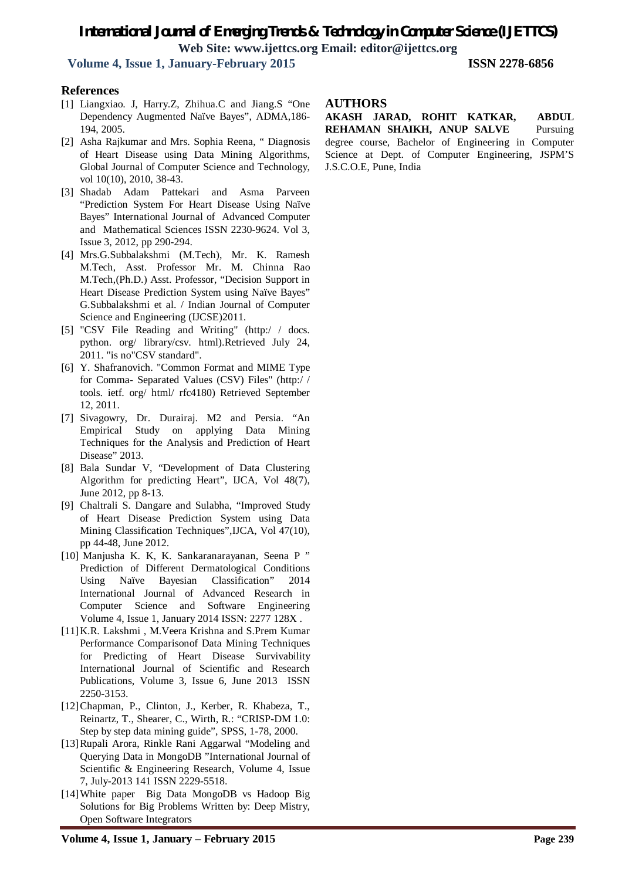## References

[1] Liangxiao. J, Harry.Z, Zhihua.C and Jiang.S "One Dependency Augmented Naïve Bayes", ADMA,186-194, 2005.

[2] Asha Rajkumar and Mrs. Sophia Reena, " Diagnosis of Heart Disease using Data Mining Algorithms, Global Journal of Computer Science and Technology, vol 10(10), 2010, 38-43.

[3] Shadab Adam Pattekari and Asma Parveen "Prediction System For Heart Disease Using Naïve Bayes" International Journal of Advanced Computer and Mathematical Sciences ISSN 2230-9624. Vol 3, Issue 3, 2012, pp 290-294.

[4] Mrs.G.Subbalakshmi (M.Tech), Mr. K. Ramesh M.Tech, Asst. Professor Mr. M. Chinna Rao M.Tech,(Ph.D.) Asst. Professor, "Decision Support in Heart Disease Prediction System using Naïve Bayes" G.Subbalakshmi et al. / Indian Journal of Computer Science and Engineering (IJCSE)2011.

[5] "CSV File Reading and Writing" (http:/ / docs. python. org/ library/csv. html).Retrieved July 24, 2011. "is no"CSV standard".

[6] Y. Shafranovich. "Common Format and MIME Type for Comma- Separated Values (CSV) Files" (http:/ / tools. ietf. org/ html/ rfc4180) Retrieved September 12, 2011.

[7] Sivagowry, Dr. Durairaj. M2 and Persia. "An Empirical Study on applying Data Mining Techniques for the Analysis and Prediction of Heart Disease" 2013.

[8] Bala Sundar V, "Development of Data Clustering Algorithm for predicting Heart", IJCA, Vol 48(7), June 2012, pp 8-13.

[9] Chaltrali S. Dangare and Sulabha, "Improved Study of Heart Disease Prediction System using Data Mining Classification Techniques",IJCA, Vol 47(10), pp 44-48, June 2012.

[10] Manjusha K. K, K. Sankaranarayanan, Seena P " Prediction of Different Dermatological Conditions Using Naïve Bayesian Classification" 2014 International Journal of Advanced Research in Computer Science and Software Engineering Volume 4, Issue 1, January 2014 ISSN: 2277 128X .

[11] K.R. Lakshmi , M.Veera Krishna and S.Prem Kumar Performance Comparisonof Data Mining Techniques for Predicting of Heart Disease Survivability International Journal of Scientific and Research Publications, Volume 3, Issue 6, June 2013 ISSN 2250-3153.

[12] Chapman, P., Clinton, J., Kerber, R. Khabeza, T., Reinartz, T., Shearer, C., Wirth, R.: "CRISP-DM 1.0: Step by step data mining guide", SPSS, 1-78, 2000.

[13] Rupali Arora, Rinkle Rani Aggarwal "Modeling and Querying Data in MongoDB "International Journal of Scientific & Engineering Research, Volume 4, Issue 7, July-2013 141 ISSN 2229-5518.

[14] White paper Big Data MongoDB vs Hadoop Big Solutions for Big Problems Written by: Deep Mistry, Open Software Integrators

## AUTHORS

**AKASH JARAD, ROHIT KATKAR, ABDUL REHAMAN SHAIKH, ANUP SALVE** Pursuing degree course, Bachelor of Engineering in Computer Science at Dept. of Computer Engineering, JSPM'S J.S.C.O.E, Pune, India